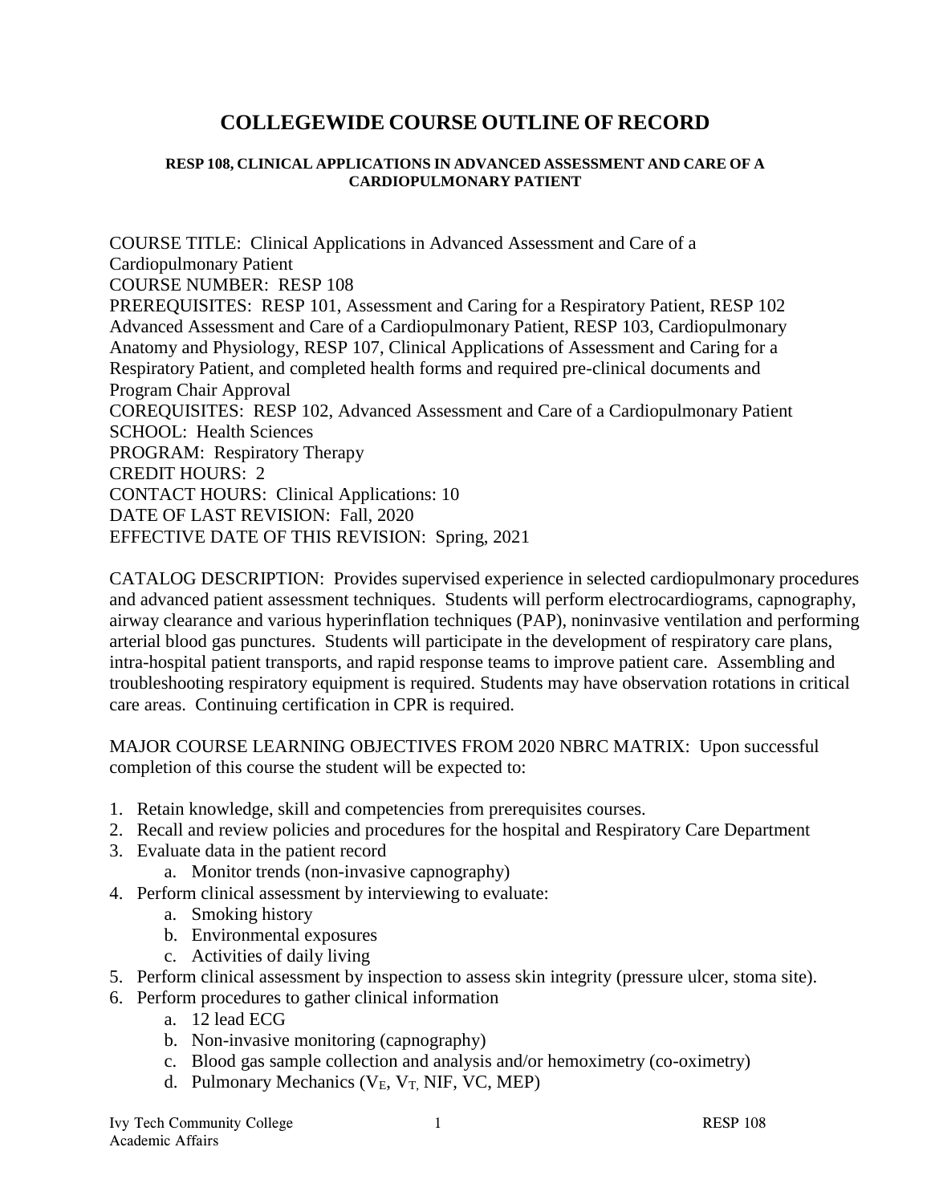# COLLEGEWIDE COURSE OUTLINE OF RECORD

### RESP 108, CLINICAL APPLICATIONS IN ADVANCED ASSESSMENT AND CARE OF A CARDIOPULMONARY PATIENT

COURSE TITLE: Clinical Applications in Advanced Assessment and Care of a Cardiopulmonary Patient
COURSE NUMBER: RESP 108
PREREQUISITES: RESP 101, Assessment and Caring for a Respiratory Patient, RESP 102 Advanced Assessment and Care of a Cardiopulmonary Patient, RESP 103, Cardiopulmonary Anatomy and Physiology, RESP 107, Clinical Applications of Assessment and Caring for a Respiratory Patient, and completed health forms and required pre-clinical documents and Program Chair Approval
COREQUISITES: RESP 102, Advanced Assessment and Care of a Cardiopulmonary Patient
SCHOOL: Health Sciences
PROGRAM: Respiratory Therapy
CREDIT HOURS: 2
CONTACT HOURS: Clinical Applications: 10
DATE OF LAST REVISION: Fall, 2020
EFFECTIVE DATE OF THIS REVISION: Spring, 2021

CATALOG DESCRIPTION: Provides supervised experience in selected cardiopulmonary procedures and advanced patient assessment techniques. Students will perform electrocardiograms, capnography, airway clearance and various hyperinflation techniques (PAP), noninvasive ventilation and performing arterial blood gas punctures. Students will participate in the development of respiratory care plans, intra-hospital patient transports, and rapid response teams to improve patient care. Assembling and troubleshooting respiratory equipment is required. Students may have observation rotations in critical care areas. Continuing certification in CPR is required.

MAJOR COURSE LEARNING OBJECTIVES FROM 2020 NBRC MATRIX: Upon successful completion of this course the student will be expected to:

1. Retain knowledge, skill and competencies from prerequisites courses.
2. Recall and review policies and procedures for the hospital and Respiratory Care Department
3. Evaluate data in the patient record
   a. Monitor trends (non-invasive capnography)
4. Perform clinical assessment by interviewing to evaluate:
   a. Smoking history
   b. Environmental exposures
   c. Activities of daily living
5. Perform clinical assessment by inspection to assess skin integrity (pressure ulcer, stoma site).
6. Perform procedures to gather clinical information
   a. 12 lead ECG
   b. Non-invasive monitoring (capnography)
   c. Blood gas sample collection and analysis and/or hemoximetry (co-oximetry)
   d. Pulmonary Mechanics ($V_E$, $V_T$, NIF, VC, MEP)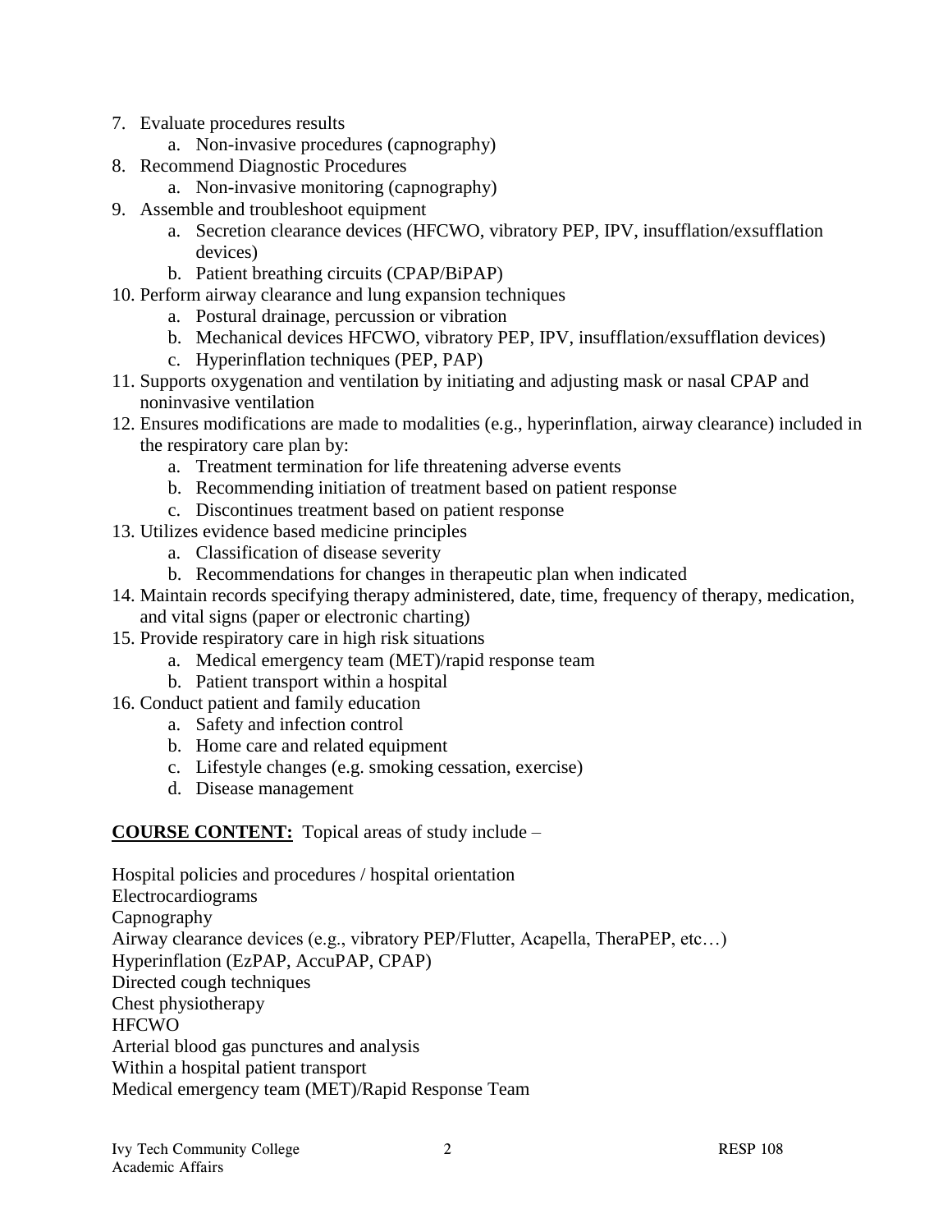7. Evaluate procedures results
    a. Non-invasive procedures (capnography)
8. Recommend Diagnostic Procedures
    a. Non-invasive monitoring (capnography)
9. Assemble and troubleshoot equipment
    a. Secretion clearance devices (HFCWO, vibratory PEP, IPV, insufflation/exsufflation devices)
    b. Patient breathing circuits (CPAP/BiPAP)
10. Perform airway clearance and lung expansion techniques
    a. Postural drainage, percussion or vibration
    b. Mechanical devices HFCWO, vibratory PEP, IPV, insufflation/exsufflation devices)
    c. Hyperinflation techniques (PEP, PAP)
11. Supports oxygenation and ventilation by initiating and adjusting mask or nasal CPAP and noninvasive ventilation
12. Ensures modifications are made to modalities (e.g., hyperinflation, airway clearance) included in the respiratory care plan by:
    a. Treatment termination for life threatening adverse events
    b. Recommending initiation of treatment based on patient response
    c. Discontinues treatment based on patient response
13. Utilizes evidence based medicine principles
    a. Classification of disease severity
    b. Recommendations for changes in therapeutic plan when indicated
14. Maintain records specifying therapy administered, date, time, frequency of therapy, medication, and vital signs (paper or electronic charting)
15. Provide respiratory care in high risk situations
    a. Medical emergency team (MET)/rapid response team
    b. Patient transport within a hospital
16. Conduct patient and family education
    a. Safety and infection control
    b. Home care and related equipment
    c. Lifestyle changes (e.g. smoking cessation, exercise)
    d. Disease management

**COURSE CONTENT:** Topical areas of study include –

Hospital policies and procedures / hospital orientation
Electrocardiograms
Capnography
Airway clearance devices (e.g., vibratory PEP/Flutter, Acapella, TheraPEP, etc…)
Hyperinflation (EzPAP, AccuPAP, CPAP)
Directed cough techniques
Chest physiotherapy
HFCWO
Arterial blood gas punctures and analysis
Within a hospital patient transport
Medical emergency team (MET)/Rapid Response Team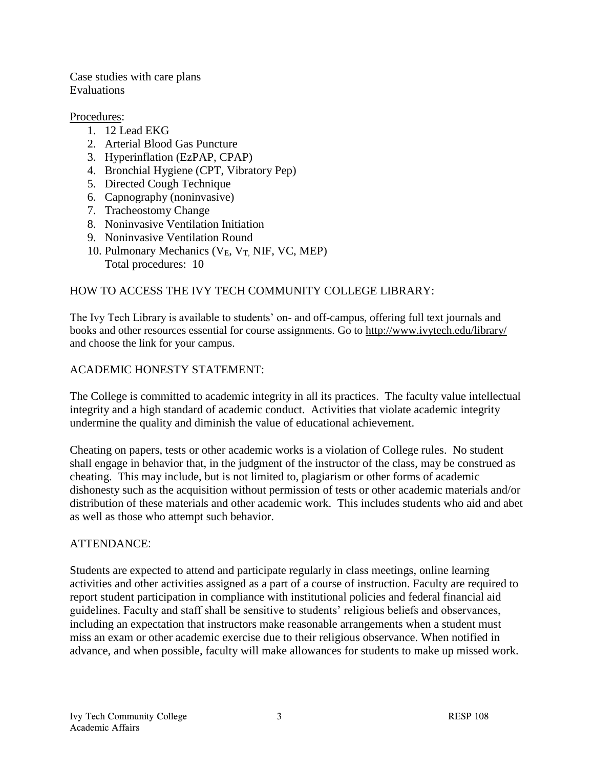Case studies with care plans
Evaluations

Procedures:

1. 12 Lead EKG
2. Arterial Blood Gas Puncture
3. Hyperinflation (EzPAP, CPAP)
4. Bronchial Hygiene (CPT, Vibratory Pep)
5. Directed Cough Technique
6. Capnography (noninvasive)
7. Tracheostomy Change
8. Noninvasive Ventilation Initiation
9. Noninvasive Ventilation Round
10. Pulmonary Mechanics ($V_E$, $V_T$, NIF, VC, MEP)
    Total procedures: 10

HOW TO ACCESS THE IVY TECH COMMUNITY COLLEGE LIBRARY:

The Ivy Tech Library is available to students' on- and off-campus, offering full text journals and books and other resources essential for course assignments. Go to http://www.ivytech.edu/library/ and choose the link for your campus.

ACADEMIC HONESTY STATEMENT:

The College is committed to academic integrity in all its practices. The faculty value intellectual integrity and a high standard of academic conduct. Activities that violate academic integrity undermine the quality and diminish the value of educational achievement.

Cheating on papers, tests or other academic works is a violation of College rules. No student shall engage in behavior that, in the judgment of the instructor of the class, may be construed as cheating. This may include, but is not limited to, plagiarism or other forms of academic dishonesty such as the acquisition without permission of tests or other academic materials and/or distribution of these materials and other academic work. This includes students who aid and abet as well as those who attempt such behavior.

ATTENDANCE:

Students are expected to attend and participate regularly in class meetings, online learning activities and other activities assigned as a part of a course of instruction. Faculty are required to report student participation in compliance with institutional policies and federal financial aid guidelines. Faculty and staff shall be sensitive to students' religious beliefs and observances, including an expectation that instructors make reasonable arrangements when a student must miss an exam or other academic exercise due to their religious observance. When notified in advance, and when possible, faculty will make allowances for students to make up missed work.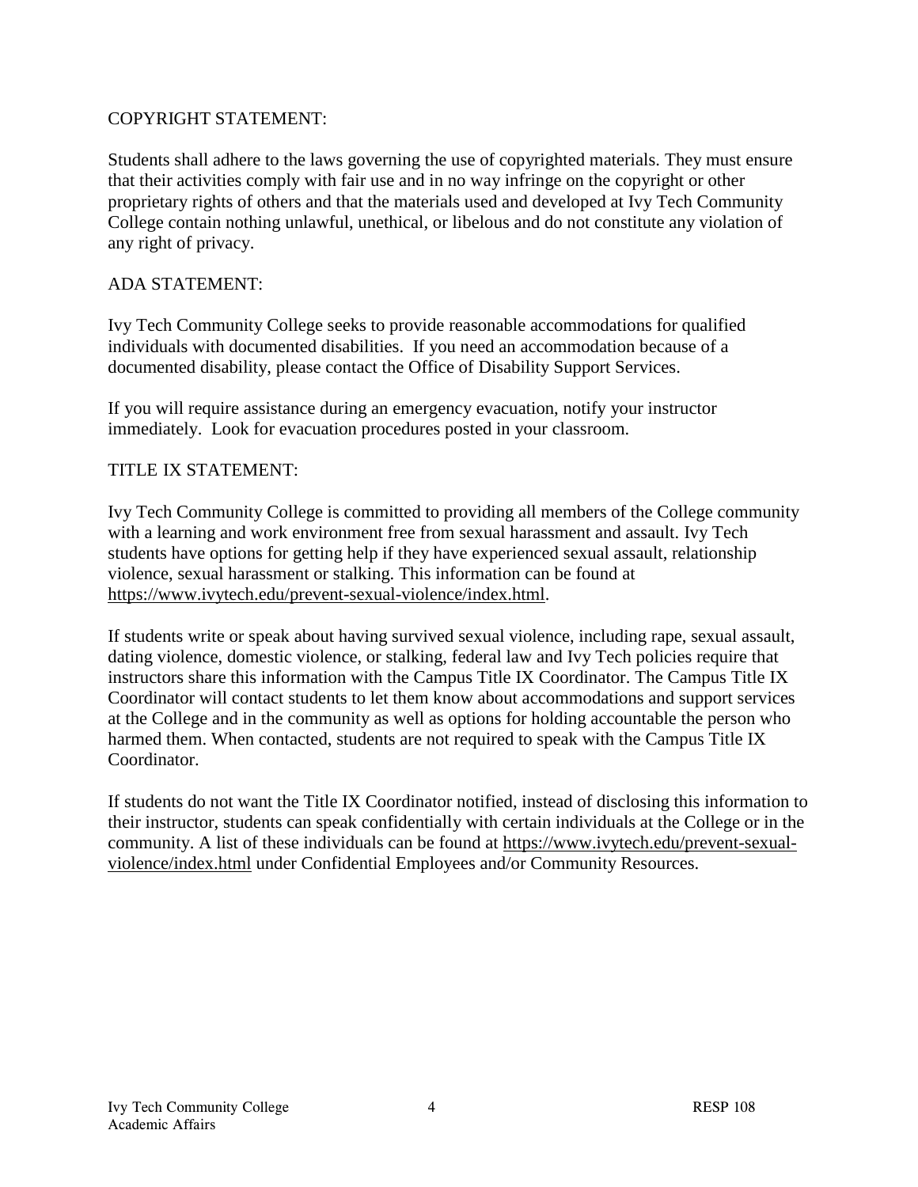## COPYRIGHT STATEMENT:

Students shall adhere to the laws governing the use of copyrighted materials. They must ensure that their activities comply with fair use and in no way infringe on the copyright or other proprietary rights of others and that the materials used and developed at Ivy Tech Community College contain nothing unlawful, unethical, or libelous and do not constitute any violation of any right of privacy.

## ADA STATEMENT:

Ivy Tech Community College seeks to provide reasonable accommodations for qualified individuals with documented disabilities. If you need an accommodation because of a documented disability, please contact the Office of Disability Support Services.

If you will require assistance during an emergency evacuation, notify your instructor immediately. Look for evacuation procedures posted in your classroom.

## TITLE IX STATEMENT:

Ivy Tech Community College is committed to providing all members of the College community with a learning and work environment free from sexual harassment and assault. Ivy Tech students have options for getting help if they have experienced sexual assault, relationship violence, sexual harassment or stalking. This information can be found at https://www.ivytech.edu/prevent-sexual-violence/index.html.

If students write or speak about having survived sexual violence, including rape, sexual assault, dating violence, domestic violence, or stalking, federal law and Ivy Tech policies require that instructors share this information with the Campus Title IX Coordinator. The Campus Title IX Coordinator will contact students to let them know about accommodations and support services at the College and in the community as well as options for holding accountable the person who harmed them. When contacted, students are not required to speak with the Campus Title IX Coordinator.

If students do not want the Title IX Coordinator notified, instead of disclosing this information to their instructor, students can speak confidentially with certain individuals at the College or in the community. A list of these individuals can be found at https://www.ivytech.edu/prevent-sexual-violence/index.html under Confidential Employees and/or Community Resources.